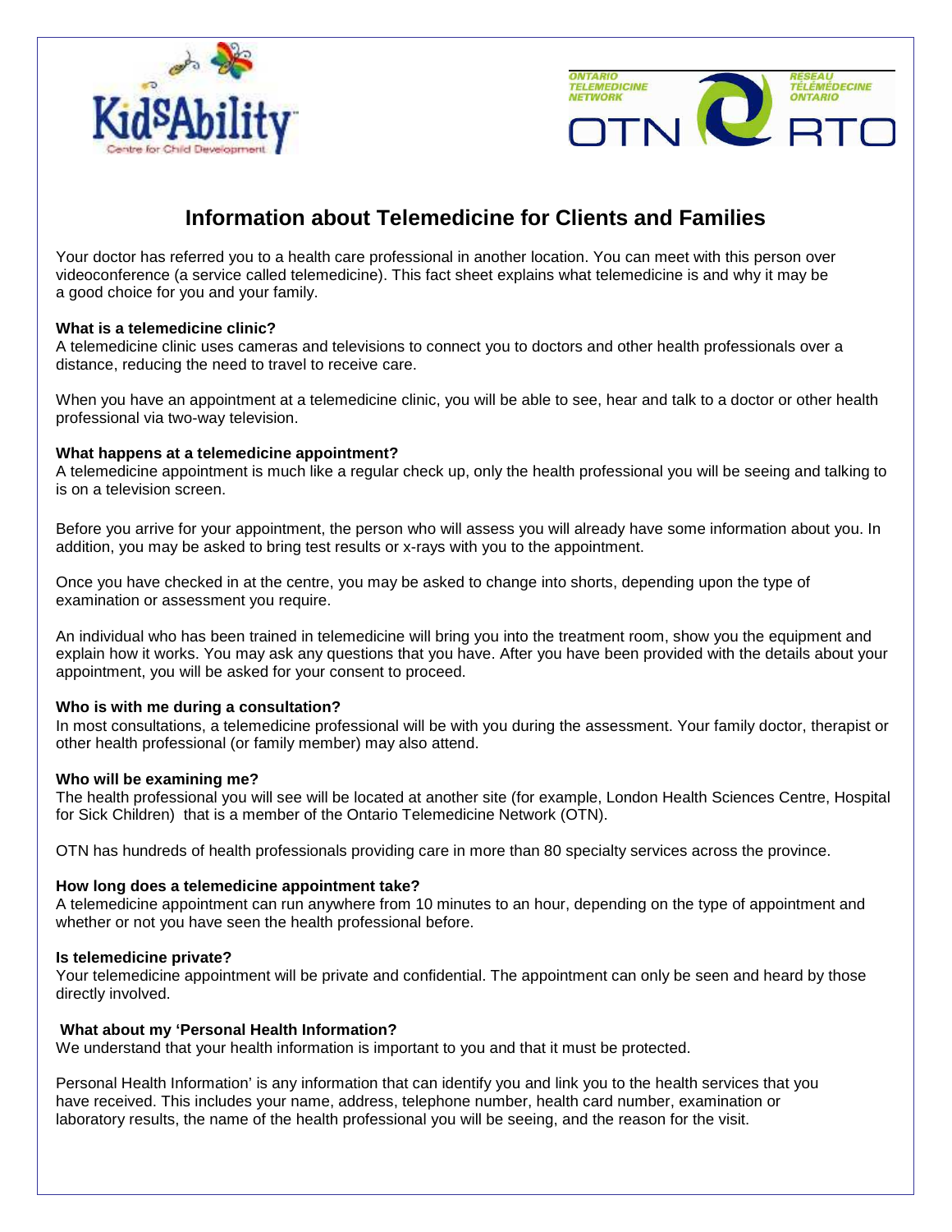# Information about Telemedicine for Clients and Families

Your doctor has referred you to a health care professional in another location. You can meet with this person over videoconference (a service called telemedicine). This fact sheet explains what telemedicine is and why it may be a good choice for you and your family.

**What is a telemedicine clinic?**
A telemedicine clinic uses cameras and televisions to connect you to doctors and other health professionals over a distance, reducing the need to travel to receive care.

When you have an appointment at a telemedicine clinic, you will be able to see, hear and talk to a doctor or other health professional via two-way television.

**What happens at a telemedicine appointment?**
A telemedicine appointment is much like a regular check up, only the health professional you will be seeing and talking to is on a television screen.

Before you arrive for your appointment, the person who will assess you will already have some information about you. In addition, you may be asked to bring test results or x-rays with you to the appointment.

Once you have checked in at the centre, you may be asked to change into shorts, depending upon the type of examination or assessment you require.

An individual who has been trained in telemedicine will bring you into the treatment room, show you the equipment and explain how it works. You may ask any questions that you have. After you have been provided with the details about your appointment, you will be asked for your consent to proceed.

**Who is with me during a consultation?**
In most consultations, a telemedicine professional will be with you during the assessment. Your family doctor, therapist or other health professional (or family member) may also attend.

**Who will be examining me?**
The health professional you will see will be located at another site (for example, London Health Sciences Centre, Hospital for Sick Children) that is a member of the Ontario Telemedicine Network (OTN).

OTN has hundreds of health professionals providing care in more than 80 specialty services across the province.

**How long does a telemedicine appointment take?**
A telemedicine appointment can run anywhere from 10 minutes to an hour, depending on the type of appointment and whether or not you have seen the health professional before.

**Is telemedicine private?**
Your telemedicine appointment will be private and confidential. The appointment can only be seen and heard by those directly involved.

**What about my 'Personal Health Information?**
We understand that your health information is important to you and that it must be protected.

Personal Health Information' is any information that can identify you and link you to the health services that you have received. This includes your name, address, telephone number, health card number, examination or laboratory results, the name of the health professional you will be seeing, and the reason for the visit.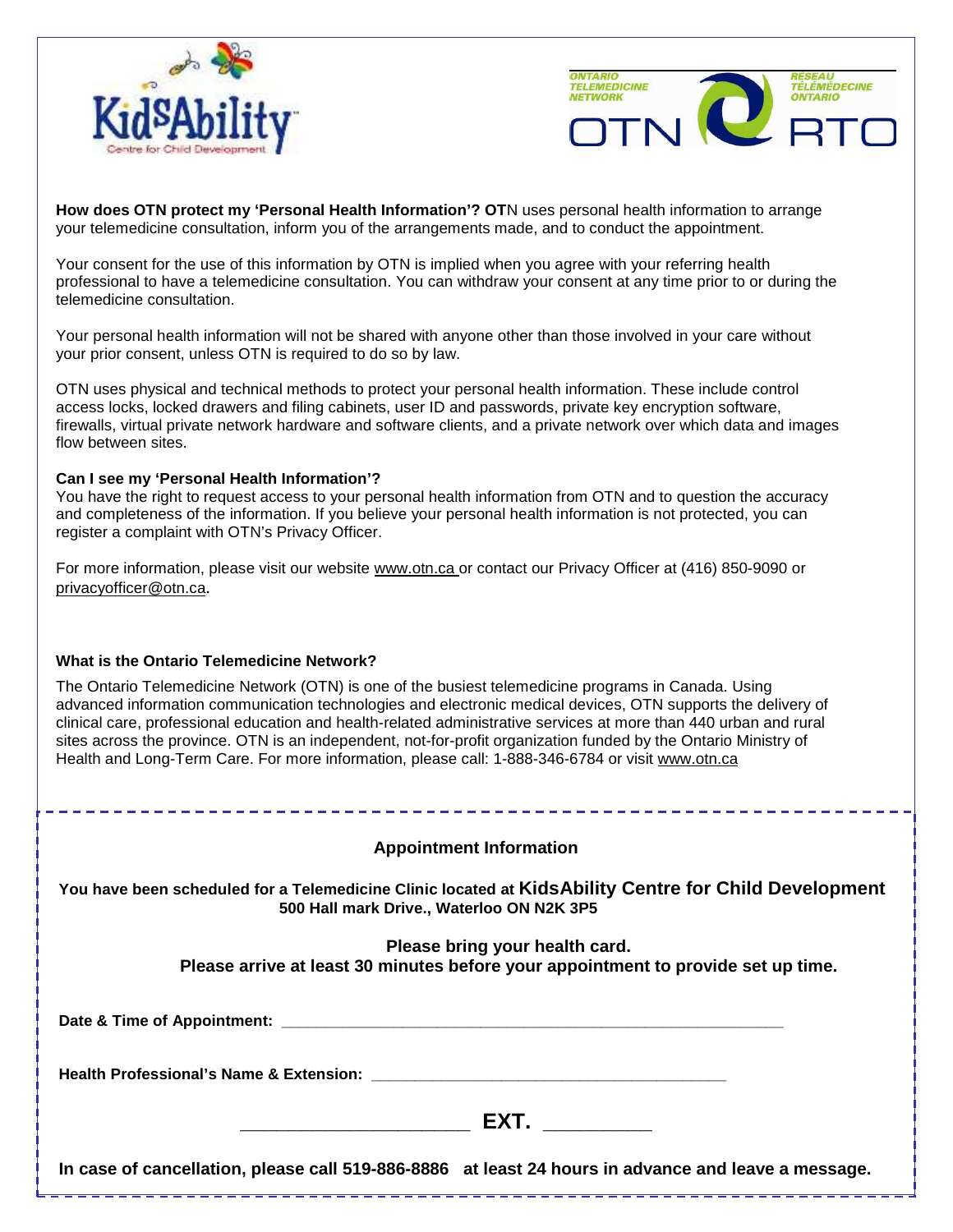**How does OTN protect my 'Personal Health Information'? OT**N uses personal health information to arrange your telemedicine consultation, inform you of the arrangements made, and to conduct the appointment.

Your consent for the use of this information by OTN is implied when you agree with your referring health professional to have a telemedicine consultation. You can withdraw your consent at any time prior to or during the telemedicine consultation.

Your personal health information will not be shared with anyone other than those involved in your care without your prior consent, unless OTN is required to do so by law.

OTN uses physical and technical methods to protect your personal health information. These include control access locks, locked drawers and filing cabinets, user ID and passwords, private key encryption software, firewalls, virtual private network hardware and software clients, and a private network over which data and images flow between sites.

**Can I see my 'Personal Health Information'?**

You have the right to request access to your personal health information from OTN and to question the accuracy and completeness of the information. If you believe your personal health information is not protected, you can register a complaint with OTN's Privacy Officer.

For more information, please visit our website www.otn.ca or contact our Privacy Officer at (416) 850-9090 or privacyofficer@otn.ca.

**What is the Ontario Telemedicine Network?**

The Ontario Telemedicine Network (OTN) is one of the busiest telemedicine programs in Canada. Using advanced information communication technologies and electronic medical devices, OTN supports the delivery of clinical care, professional education and health-related administrative services at more than 440 urban and rural sites across the province. OTN is an independent, not-for-profit organization funded by the Ontario Ministry of Health and Long-Term Care. For more information, please call: 1-888-346-6784 or visit www.otn.ca

---

**Appointment Information**

**You have been scheduled for a Telemedicine Clinic located at KidsAbility Centre for Child Development**
**500 Hall mark Drive., Waterloo ON N2K 3P5**

**Please bring your health card.**
**Please arrive at least 30 minutes before your appointment to provide set up time.**

**Date & Time of Appointment:** ____________________________________________

**Health Professional's Name & Extension:** ______________________________

______________________ **EXT.** __________

**In case of cancellation, please call 519-886-8886 at least 24 hours in advance and leave a message.**